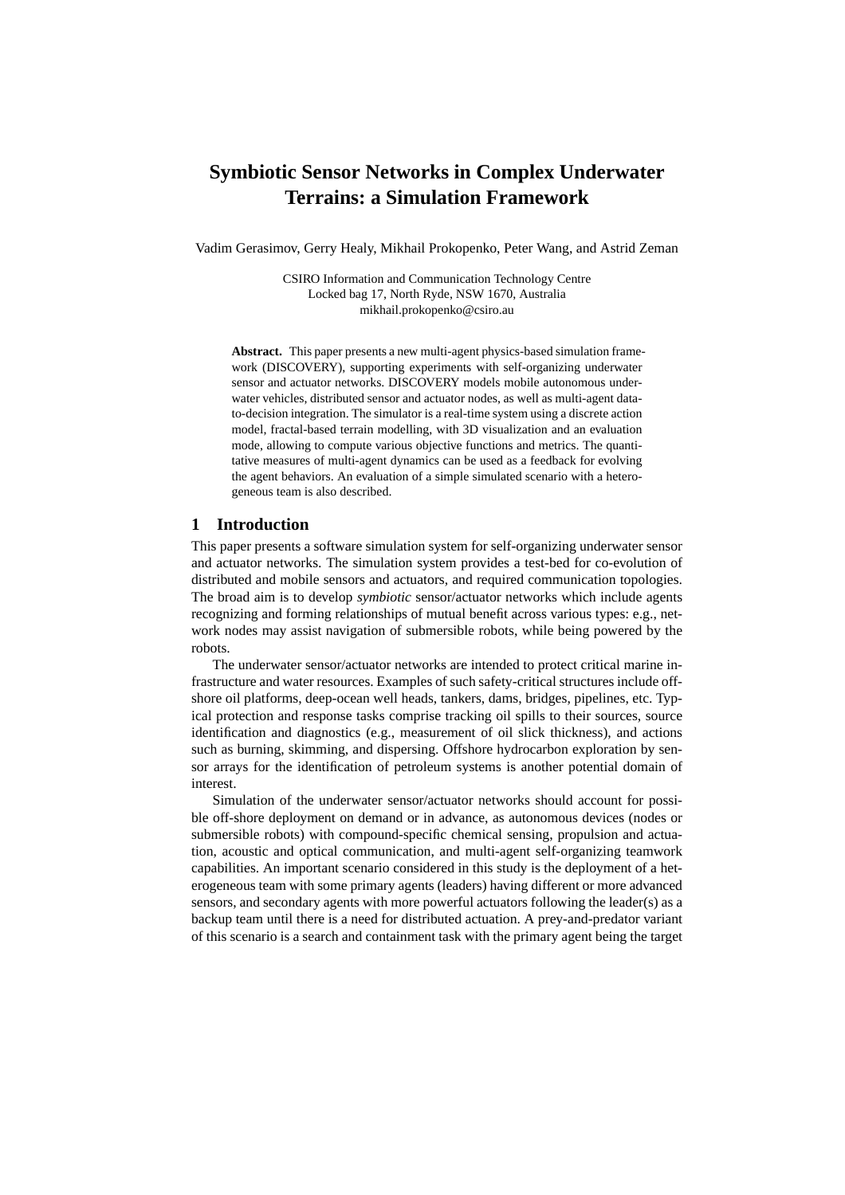# Symbiotic Sensor Networks in Complex Underwater Terrains: a Simulation Framework

Vadim Gerasimov, Gerry Healy, Mikhail Prokopenko, Peter Wang, and Astrid Zeman

CSIRO Information and Communication Technology Centre
Locked bag 17, North Ryde, NSW 1670, Australia
mikhail.prokopenko@csiro.au

**Abstract.** This paper presents a new multi-agent physics-based simulation framework (DISCOVERY), supporting experiments with self-organizing underwater sensor and actuator networks. DISCOVERY models mobile autonomous underwater vehicles, distributed sensor and actuator nodes, as well as multi-agent data-to-decision integration. The simulator is a real-time system using a discrete action model, fractal-based terrain modelling, with 3D visualization and an evaluation mode, allowing to compute various objective functions and metrics. The quantitative measures of multi-agent dynamics can be used as a feedback for evolving the agent behaviors. An evaluation of a simple simulated scenario with a heterogeneous team is also described.

## 1 Introduction

This paper presents a software simulation system for self-organizing underwater sensor and actuator networks. The simulation system provides a test-bed for co-evolution of distributed and mobile sensors and actuators, and required communication topologies. The broad aim is to develop *symbiotic* sensor/actuator networks which include agents recognizing and forming relationships of mutual benefit across various types: e.g., network nodes may assist navigation of submersible robots, while being powered by the robots.

The underwater sensor/actuator networks are intended to protect critical marine infrastructure and water resources. Examples of such safety-critical structures include offshore oil platforms, deep-ocean well heads, tankers, dams, bridges, pipelines, etc. Typical protection and response tasks comprise tracking oil spills to their sources, source identification and diagnostics (e.g., measurement of oil slick thickness), and actions such as burning, skimming, and dispersing. Offshore hydrocarbon exploration by sensor arrays for the identification of petroleum systems is another potential domain of interest.

Simulation of the underwater sensor/actuator networks should account for possible off-shore deployment on demand or in advance, as autonomous devices (nodes or submersible robots) with compound-specific chemical sensing, propulsion and actuation, acoustic and optical communication, and multi-agent self-organizing teamwork capabilities. An important scenario considered in this study is the deployment of a heterogeneous team with some primary agents (leaders) having different or more advanced sensors, and secondary agents with more powerful actuators following the leader(s) as a backup team until there is a need for distributed actuation. A prey-and-predator variant of this scenario is a search and containment task with the primary agent being the target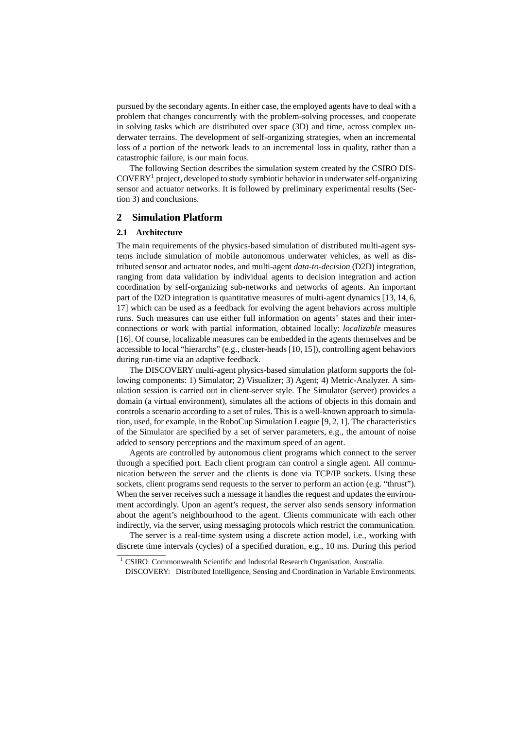pursued by the secondary agents. In either case, the employed agents have to deal with a problem that changes concurrently with the problem-solving processes, and cooperate in solving tasks which are distributed over space (3D) and time, across complex underwater terrains. The development of self-organizing strategies, when an incremental loss of a portion of the network leads to an incremental loss in quality, rather than a catastrophic failure, is our main focus.

The following Section describes the simulation system created by the CSIRO DISCOVERY[1] project, developed to study symbiotic behavior in underwater self-organizing sensor and actuator networks. It is followed by preliminary experimental results (Section 3) and conclusions.

## 2 Simulation Platform

### 2.1 Architecture

The main requirements of the physics-based simulation of distributed multi-agent systems include simulation of mobile autonomous underwater vehicles, as well as distributed sensor and actuator nodes, and multi-agent *data-to-decision* (D2D) integration, ranging from data validation by individual agents to decision integration and action coordination by self-organizing sub-networks and networks of agents. An important part of the D2D integration is quantitative measures of multi-agent dynamics [13, 14, 6, 17] which can be used as a feedback for evolving the agent behaviors across multiple runs. Such measures can use either full information on agents' states and their interconnections or work with partial information, obtained locally: *localizable* measures [16]. Of course, localizable measures can be embedded in the agents themselves and be accessible to local "hierarchs" (e.g., cluster-heads [10, 15]), controlling agent behaviors during run-time via an adaptive feedback.

The DISCOVERY multi-agent physics-based simulation platform supports the following components: 1) Simulator; 2) Visualizer; 3) Agent; 4) Metric-Analyzer. A simulation session is carried out in client-server style. The Simulator (server) provides a domain (a virtual environment), simulates all the actions of objects in this domain and controls a scenario according to a set of rules. This is a well-known approach to simulation, used, for example, in the RoboCup Simulation League [9, 2, 1]. The characteristics of the Simulator are specified by a set of server parameters, e.g., the amount of noise added to sensory perceptions and the maximum speed of an agent.

Agents are controlled by autonomous client programs which connect to the server through a specified port. Each client program can control a single agent. All communication between the server and the clients is done via TCP/IP sockets. Using these sockets, client programs send requests to the server to perform an action (e.g. "thrust"). When the server receives such a message it handles the request and updates the environment accordingly. Upon an agent's request, the server also sends sensory information about the agent's neighbourhood to the agent. Clients communicate with each other indirectly, via the server, using messaging protocols which restrict the communication.

The server is a real-time system using a discrete action model, i.e., working with discrete time intervals (cycles) of a specified duration, e.g., 10 ms. During this period

[1] CSIRO: Commonwealth Scientific and Industrial Research Organisation, Australia.
DISCOVERY: Distributed Intelligence, Sensing and Coordination in Variable Environments.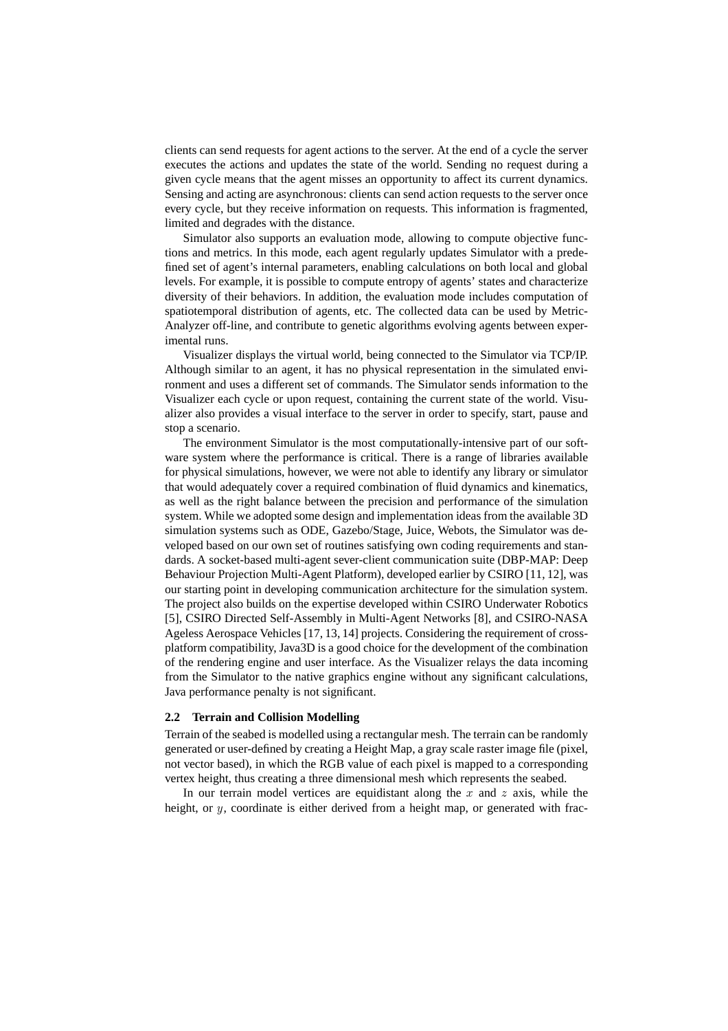clients can send requests for agent actions to the server. At the end of a cycle the server executes the actions and updates the state of the world. Sending no request during a given cycle means that the agent misses an opportunity to affect its current dynamics. Sensing and acting are asynchronous: clients can send action requests to the server once every cycle, but they receive information on requests. This information is fragmented, limited and degrades with the distance.

Simulator also supports an evaluation mode, allowing to compute objective functions and metrics. In this mode, each agent regularly updates Simulator with a predefined set of agent's internal parameters, enabling calculations on both local and global levels. For example, it is possible to compute entropy of agents' states and characterize diversity of their behaviors. In addition, the evaluation mode includes computation of spatiotemporal distribution of agents, etc. The collected data can be used by Metric-Analyzer off-line, and contribute to genetic algorithms evolving agents between experimental runs.

Visualizer displays the virtual world, being connected to the Simulator via TCP/IP. Although similar to an agent, it has no physical representation in the simulated environment and uses a different set of commands. The Simulator sends information to the Visualizer each cycle or upon request, containing the current state of the world. Visualizer also provides a visual interface to the server in order to specify, start, pause and stop a scenario.

The environment Simulator is the most computationally-intensive part of our software system where the performance is critical. There is a range of libraries available for physical simulations, however, we were not able to identify any library or simulator that would adequately cover a required combination of fluid dynamics and kinematics, as well as the right balance between the precision and performance of the simulation system. While we adopted some design and implementation ideas from the available 3D simulation systems such as ODE, Gazebo/Stage, Juice, Webots, the Simulator was developed based on our own set of routines satisfying own coding requirements and standards. A socket-based multi-agent sever-client communication suite (DBP-MAP: Deep Behaviour Projection Multi-Agent Platform), developed earlier by CSIRO [11, 12], was our starting point in developing communication architecture for the simulation system. The project also builds on the expertise developed within CSIRO Underwater Robotics [5], CSIRO Directed Self-Assembly in Multi-Agent Networks [8], and CSIRO-NASA Ageless Aerospace Vehicles [17, 13, 14] projects. Considering the requirement of cross-platform compatibility, Java3D is a good choice for the development of the combination of the rendering engine and user interface. As the Visualizer relays the data incoming from the Simulator to the native graphics engine without any significant calculations, Java performance penalty is not significant.

### 2.2 Terrain and Collision Modelling

Terrain of the seabed is modelled using a rectangular mesh. The terrain can be randomly generated or user-defined by creating a Height Map, a gray scale raster image file (pixel, not vector based), in which the RGB value of each pixel is mapped to a corresponding vertex height, thus creating a three dimensional mesh which represents the seabed.

In our terrain model vertices are equidistant along the $x$ and $z$ axis, while the height, or $y$, coordinate is either derived from a height map, or generated with frac-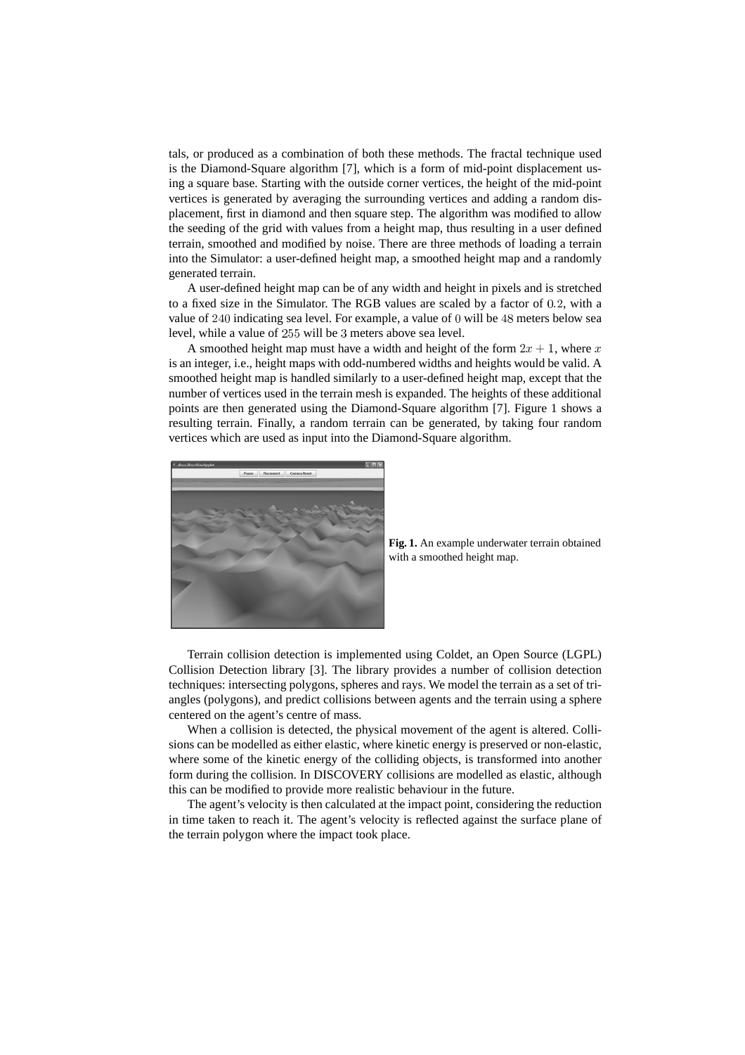tals, or produced as a combination of both these methods. The fractal technique used is the Diamond-Square algorithm [7], which is a form of mid-point displacement using a square base. Starting with the outside corner vertices, the height of the mid-point vertices is generated by averaging the surrounding vertices and adding a random displacement, first in diamond and then square step. The algorithm was modified to allow the seeding of the grid with values from a height map, thus resulting in a user defined terrain, smoothed and modified by noise. There are three methods of loading a terrain into the Simulator: a user-defined height map, a smoothed height map and a randomly generated terrain.

A user-defined height map can be of any width and height in pixels and is stretched to a fixed size in the Simulator. The RGB values are scaled by a factor of $0.2$, with a value of $240$ indicating sea level. For example, a value of $0$ will be $48$ meters below sea level, while a value of $255$ will be $3$ meters above sea level.

A smoothed height map must have a width and height of the form $2x + 1$, where $x$ is an integer, i.e., height maps with odd-numbered widths and heights would be valid. A smoothed height map is handled similarly to a user-defined height map, except that the number of vertices used in the terrain mesh is expanded. The heights of these additional points are then generated using the Diamond-Square algorithm [7]. Figure 1 shows a resulting terrain. Finally, a random terrain can be generated, by taking four random vertices which are used as input into the Diamond-Square algorithm.

**Fig. 1.** An example underwater terrain obtained with a smoothed height map.

Terrain collision detection is implemented using Coldet, an Open Source (LGPL) Collision Detection library [3]. The library provides a number of collision detection techniques: intersecting polygons, spheres and rays. We model the terrain as a set of triangles (polygons), and predict collisions between agents and the terrain using a sphere centered on the agent's centre of mass.

When a collision is detected, the physical movement of the agent is altered. Collisions can be modelled as either elastic, where kinetic energy is preserved or non-elastic, where some of the kinetic energy of the colliding objects, is transformed into another form during the collision. In DISCOVERY collisions are modelled as elastic, although this can be modified to provide more realistic behaviour in the future.

The agent's velocity is then calculated at the impact point, considering the reduction in time taken to reach it. The agent's velocity is reflected against the surface plane of the terrain polygon where the impact took place.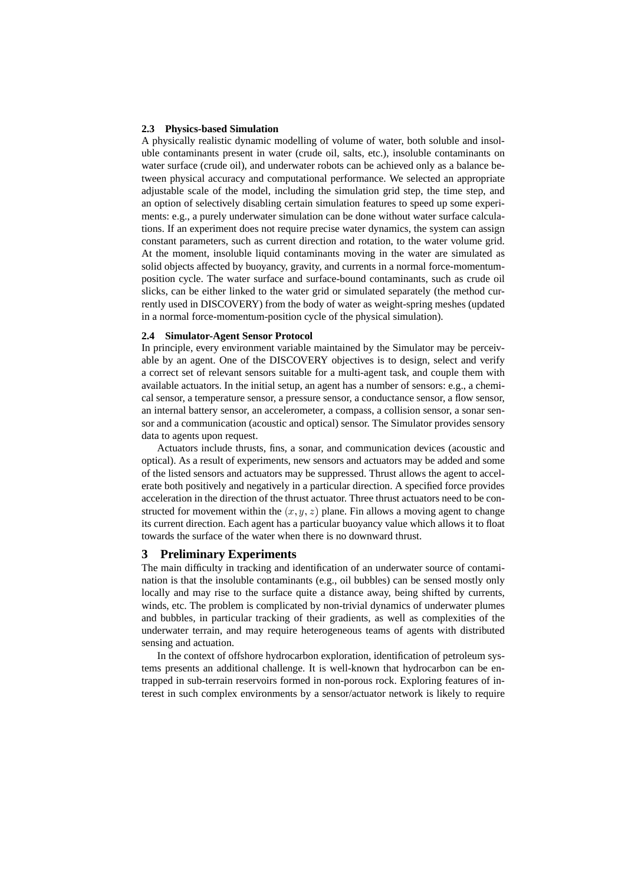### 2.3 Physics-based Simulation

A physically realistic dynamic modelling of volume of water, both soluble and insoluble contaminants present in water (crude oil, salts, etc.), insoluble contaminants on water surface (crude oil), and underwater robots can be achieved only as a balance between physical accuracy and computational performance. We selected an appropriate adjustable scale of the model, including the simulation grid step, the time step, and an option of selectively disabling certain simulation features to speed up some experiments: e.g., a purely underwater simulation can be done without water surface calculations. If an experiment does not require precise water dynamics, the system can assign constant parameters, such as current direction and rotation, to the water volume grid. At the moment, insoluble liquid contaminants moving in the water are simulated as solid objects affected by buoyancy, gravity, and currents in a normal force-momentum-position cycle. The water surface and surface-bound contaminants, such as crude oil slicks, can be either linked to the water grid or simulated separately (the method currently used in DISCOVERY) from the body of water as weight-spring meshes (updated in a normal force-momentum-position cycle of the physical simulation).

### 2.4 Simulator-Agent Sensor Protocol

In principle, every environment variable maintained by the Simulator may be perceivable by an agent. One of the DISCOVERY objectives is to design, select and verify a correct set of relevant sensors suitable for a multi-agent task, and couple them with available actuators. In the initial setup, an agent has a number of sensors: e.g., a chemical sensor, a temperature sensor, a pressure sensor, a conductance sensor, a flow sensor, an internal battery sensor, an accelerometer, a compass, a collision sensor, a sonar sensor and a communication (acoustic and optical) sensor. The Simulator provides sensory data to agents upon request.

Actuators include thrusts, fins, a sonar, and communication devices (acoustic and optical). As a result of experiments, new sensors and actuators may be added and some of the listed sensors and actuators may be suppressed. Thrust allows the agent to accelerate both positively and negatively in a particular direction. A specified force provides acceleration in the direction of the thrust actuator. Three thrust actuators need to be constructed for movement within the $(x, y, z)$ plane. Fin allows a moving agent to change its current direction. Each agent has a particular buoyancy value which allows it to float towards the surface of the water when there is no downward thrust.

## 3 Preliminary Experiments

The main difficulty in tracking and identification of an underwater source of contamination is that the insoluble contaminants (e.g., oil bubbles) can be sensed mostly only locally and may rise to the surface quite a distance away, being shifted by currents, winds, etc. The problem is complicated by non-trivial dynamics of underwater plumes and bubbles, in particular tracking of their gradients, as well as complexities of the underwater terrain, and may require heterogeneous teams of agents with distributed sensing and actuation.

In the context of offshore hydrocarbon exploration, identification of petroleum systems presents an additional challenge. It is well-known that hydrocarbon can be entrapped in sub-terrain reservoirs formed in non-porous rock. Exploring features of interest in such complex environments by a sensor/actuator network is likely to require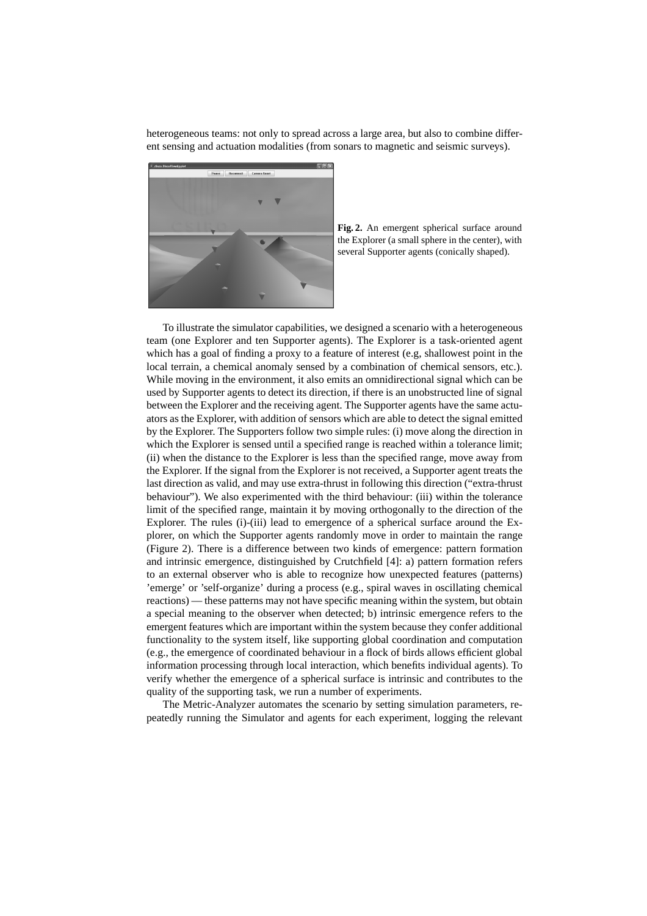heterogeneous teams: not only to spread across a large area, but also to combine different sensing and actuation modalities (from sonars to magnetic and seismic surveys).

**Fig. 2.** An emergent spherical surface around the Explorer (a small sphere in the center), with several Supporter agents (conically shaped).

To illustrate the simulator capabilities, we designed a scenario with a heterogeneous team (one Explorer and ten Supporter agents). The Explorer is a task-oriented agent which has a goal of finding a proxy to a feature of interest (e.g, shallowest point in the local terrain, a chemical anomaly sensed by a combination of chemical sensors, etc.). While moving in the environment, it also emits an omnidirectional signal which can be used by Supporter agents to detect its direction, if there is an unobstructed line of signal between the Explorer and the receiving agent. The Supporter agents have the same actuators as the Explorer, with addition of sensors which are able to detect the signal emitted by the Explorer. The Supporters follow two simple rules: (i) move along the direction in which the Explorer is sensed until a specified range is reached within a tolerance limit; (ii) when the distance to the Explorer is less than the specified range, move away from the Explorer. If the signal from the Explorer is not received, a Supporter agent treats the last direction as valid, and may use extra-thrust in following this direction ("extra-thrust behaviour"). We also experimented with the third behaviour: (iii) within the tolerance limit of the specified range, maintain it by moving orthogonally to the direction of the Explorer. The rules (i)-(iii) lead to emergence of a spherical surface around the Explorer, on which the Supporter agents randomly move in order to maintain the range (Figure 2). There is a difference between two kinds of emergence: pattern formation and intrinsic emergence, distinguished by Crutchfield [4]: a) pattern formation refers to an external observer who is able to recognize how unexpected features (patterns) 'emerge' or 'self-organize' during a process (e.g., spiral waves in oscillating chemical reactions) — these patterns may not have specific meaning within the system, but obtain a special meaning to the observer when detected; b) intrinsic emergence refers to the emergent features which are important within the system because they confer additional functionality to the system itself, like supporting global coordination and computation (e.g., the emergence of coordinated behaviour in a flock of birds allows efficient global information processing through local interaction, which benefits individual agents). To verify whether the emergence of a spherical surface is intrinsic and contributes to the quality of the supporting task, we run a number of experiments.

The Metric-Analyzer automates the scenario by setting simulation parameters, repeatedly running the Simulator and agents for each experiment, logging the relevant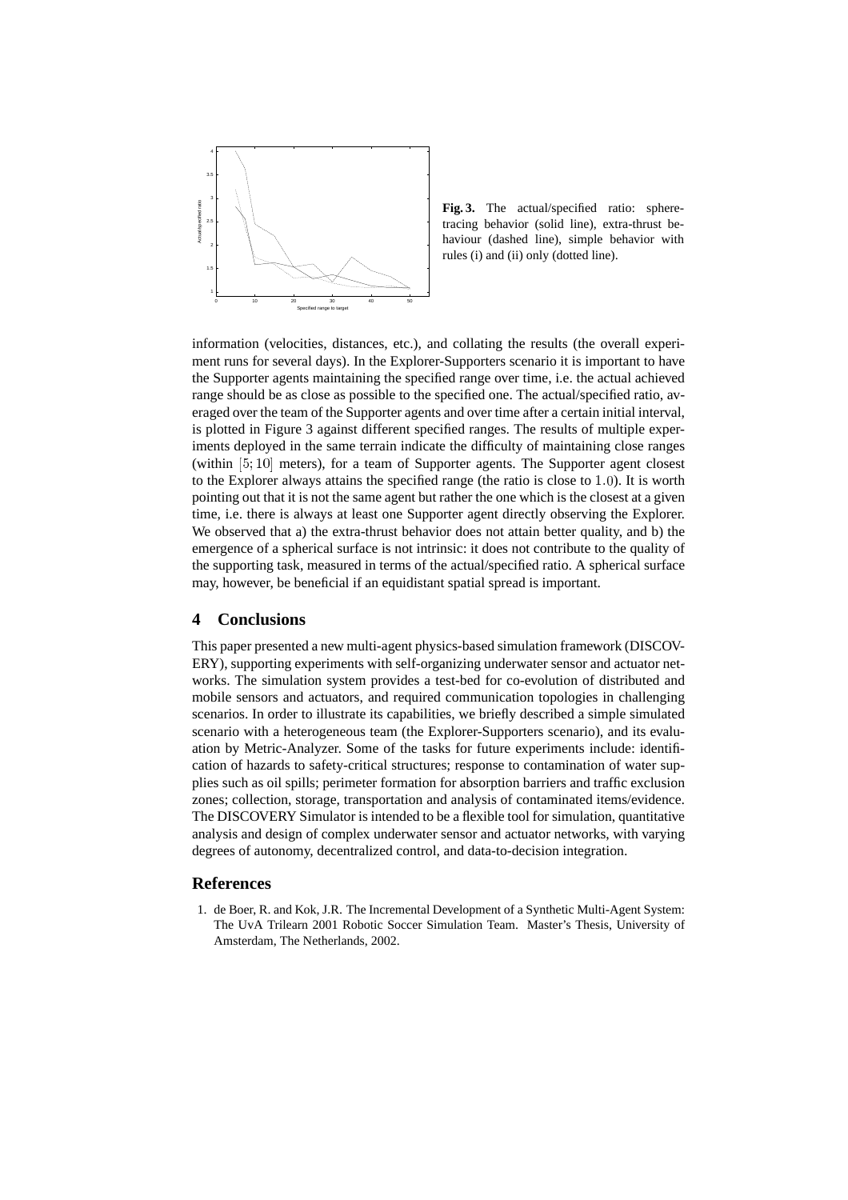**Fig. 3.** The actual/specified ratio: sphere-tracing behavior (solid line), extra-thrust behaviour (dashed line), simple behavior with rules (i) and (ii) only (dotted line).

information (velocities, distances, etc.), and collating the results (the overall experiment runs for several days). In the Explorer-Supporters scenario it is important to have the Supporter agents maintaining the specified range over time, i.e. the actual achieved range should be as close as possible to the specified one. The actual/specified ratio, averaged over the team of the Supporter agents and over time after a certain initial interval, is plotted in Figure 3 against different specified ranges. The results of multiple experiments deployed in the same terrain indicate the difficulty of maintaining close ranges (within $[5;10]$ meters), for a team of Supporter agents. The Supporter agent closest to the Explorer always attains the specified range (the ratio is close to $1.0$). It is worth pointing out that it is not the same agent but rather the one which is the closest at a given time, i.e. there is always at least one Supporter agent directly observing the Explorer. We observed that a) the extra-thrust behavior does not attain better quality, and b) the emergence of a spherical surface is not intrinsic: it does not contribute to the quality of the supporting task, measured in terms of the actual/specified ratio. A spherical surface may, however, be beneficial if an equidistant spatial spread is important.

## 4 Conclusions

This paper presented a new multi-agent physics-based simulation framework (DISCOVERY), supporting experiments with self-organizing underwater sensor and actuator networks. The simulation system provides a test-bed for co-evolution of distributed and mobile sensors and actuators, and required communication topologies in challenging scenarios. In order to illustrate its capabilities, we briefly described a simple simulated scenario with a heterogeneous team (the Explorer-Supporters scenario), and its evaluation by Metric-Analyzer. Some of the tasks for future experiments include: identification of hazards to safety-critical structures; response to contamination of water supplies such as oil spills; perimeter formation for absorption barriers and traffic exclusion zones; collection, storage, transportation and analysis of contaminated items/evidence. The DISCOVERY Simulator is intended to be a flexible tool for simulation, quantitative analysis and design of complex underwater sensor and actuator networks, with varying degrees of autonomy, decentralized control, and data-to-decision integration.

## References

1. de Boer, R. and Kok, J.R. The Incremental Development of a Synthetic Multi-Agent System: The UvA Trilearn 2001 Robotic Soccer Simulation Team. Master's Thesis, University of Amsterdam, The Netherlands, 2002.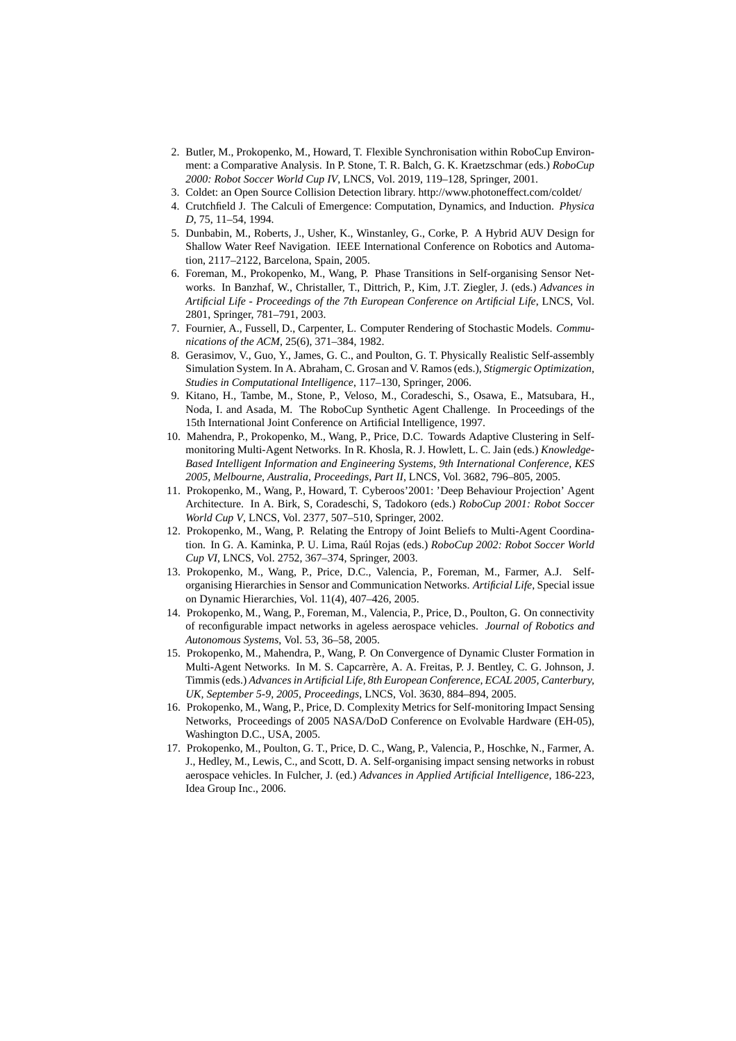2. Butler, M., Prokopenko, M., Howard, T. Flexible Synchronisation within RoboCup Environment: a Comparative Analysis. In P. Stone, T. R. Balch, G. K. Kraetzschmar (eds.) *RoboCup 2000: Robot Soccer World Cup IV*, LNCS, Vol. 2019, 119–128, Springer, 2001.
3. Coldet: an Open Source Collision Detection library. http://www.photoneffect.com/coldet/
4. Crutchfield J. The Calculi of Emergence: Computation, Dynamics, and Induction. *Physica D*, 75, 11–54, 1994.
5. Dunbabin, M., Roberts, J., Usher, K., Winstanley, G., Corke, P. A Hybrid AUV Design for Shallow Water Reef Navigation. IEEE International Conference on Robotics and Automation, 2117–2122, Barcelona, Spain, 2005.
6. Foreman, M., Prokopenko, M., Wang, P. Phase Transitions in Self-organising Sensor Networks. In Banzhaf, W., Christaller, T., Dittrich, P., Kim, J.T. Ziegler, J. (eds.) *Advances in Artificial Life - Proceedings of the 7th European Conference on Artificial Life*, LNCS, Vol. 2801, Springer, 781–791, 2003.
7. Fournier, A., Fussell, D., Carpenter, L. Computer Rendering of Stochastic Models. *Communications of the ACM*, 25(6), 371–384, 1982.
8. Gerasimov, V., Guo, Y., James, G. C., and Poulton, G. T. Physically Realistic Self-assembly Simulation System. In A. Abraham, C. Grosan and V. Ramos (eds.), *Stigmergic Optimization, Studies in Computational Intelligence*, 117–130, Springer, 2006.
9. Kitano, H., Tambe, M., Stone, P., Veloso, M., Coradeschi, S., Osawa, E., Matsubara, H., Noda, I. and Asada, M. The RoboCup Synthetic Agent Challenge. In Proceedings of the 15th International Joint Conference on Artificial Intelligence, 1997.
10. Mahendra, P., Prokopenko, M., Wang, P., Price, D.C. Towards Adaptive Clustering in Self-monitoring Multi-Agent Networks. In R. Khosla, R. J. Howlett, L. C. Jain (eds.) *Knowledge-Based Intelligent Information and Engineering Systems, 9th International Conference, KES 2005, Melbourne, Australia, Proceedings, Part II*, LNCS, Vol. 3682, 796–805, 2005.
11. Prokopenko, M., Wang, P., Howard, T. Cyberoos'2001: 'Deep Behaviour Projection' Agent Architecture. In A. Birk, S, Coradeschi, S, Tadokoro (eds.) *RoboCup 2001: Robot Soccer World Cup V*, LNCS, Vol. 2377, 507–510, Springer, 2002.
12. Prokopenko, M., Wang, P. Relating the Entropy of Joint Beliefs to Multi-Agent Coordination. In G. A. Kaminka, P. U. Lima, Raúl Rojas (eds.) *RoboCup 2002: Robot Soccer World Cup VI*, LNCS, Vol. 2752, 367–374, Springer, 2003.
13. Prokopenko, M., Wang, P., Price, D.C., Valencia, P., Foreman, M., Farmer, A.J. Self-organising Hierarchies in Sensor and Communication Networks. *Artificial Life*, Special issue on Dynamic Hierarchies, Vol. 11(4), 407–426, 2005.
14. Prokopenko, M., Wang, P., Foreman, M., Valencia, P., Price, D., Poulton, G. On connectivity of reconfigurable impact networks in ageless aerospace vehicles. *Journal of Robotics and Autonomous Systems*, Vol. 53, 36–58, 2005.
15. Prokopenko, M., Mahendra, P., Wang, P. On Convergence of Dynamic Cluster Formation in Multi-Agent Networks. In M. S. Capcarrère, A. A. Freitas, P. J. Bentley, C. G. Johnson, J. Timmis (eds.) *Advances in Artificial Life, 8th European Conference, ECAL 2005, Canterbury, UK, September 5-9, 2005, Proceedings*, LNCS, Vol. 3630, 884–894, 2005.
16. Prokopenko, M., Wang, P., Price, D. Complexity Metrics for Self-monitoring Impact Sensing Networks, Proceedings of 2005 NASA/DoD Conference on Evolvable Hardware (EH-05), Washington D.C., USA, 2005.
17. Prokopenko, M., Poulton, G. T., Price, D. C., Wang, P., Valencia, P., Hoschke, N., Farmer, A. J., Hedley, M., Lewis, C., and Scott, D. A. Self-organising impact sensing networks in robust aerospace vehicles. In Fulcher, J. (ed.) *Advances in Applied Artificial Intelligence*, 186-223, Idea Group Inc., 2006.